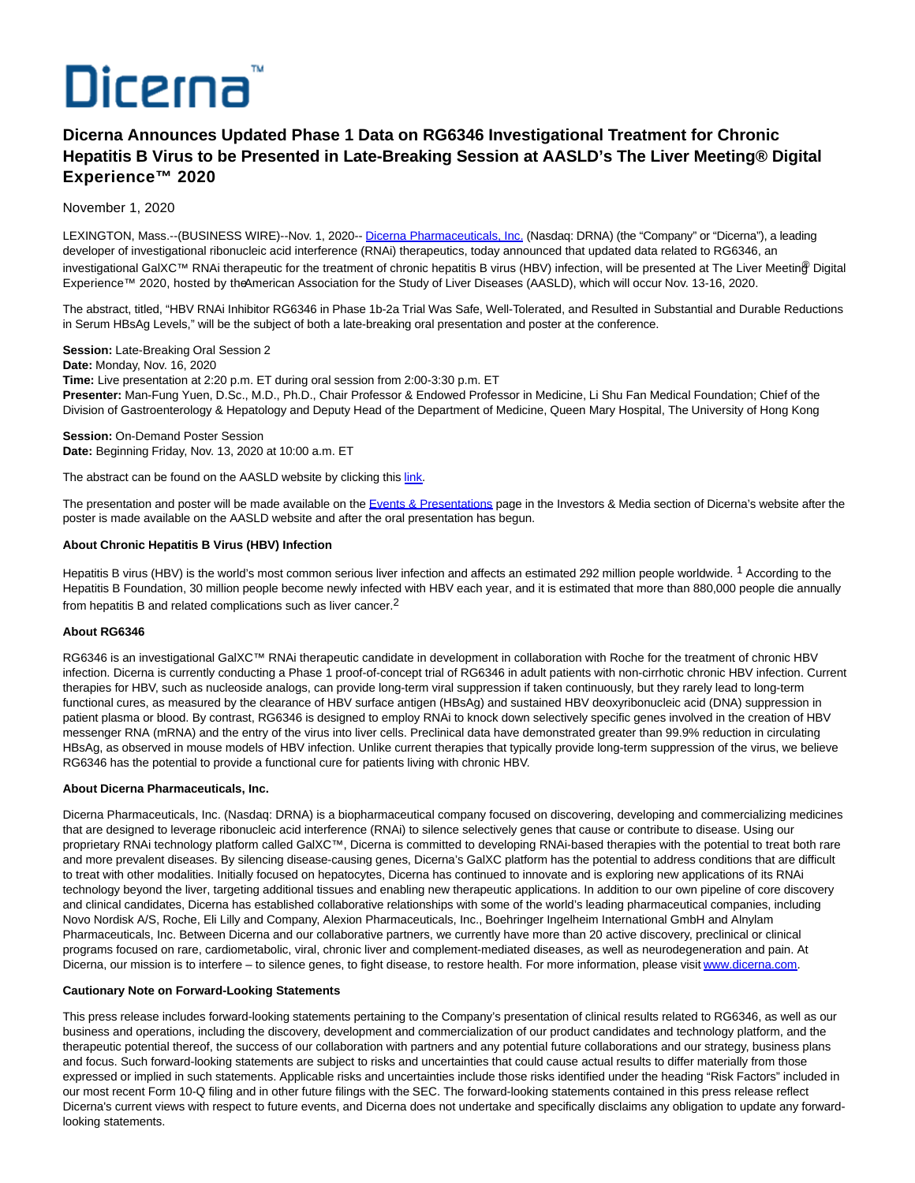Dicerna™

# Dicerna Announces Updated Phase 1 Data on RG6346 Investigational Treatment for Chronic Hepatitis B Virus to be Presented in Late-Breaking Session at AASLD's The Liver Meeting® Digital Experience™ 2020

November 1, 2020

LEXINGTON, Mass.--(BUSINESS WIRE)--Nov. 1, 2020-- Dicerna Pharmaceuticals, Inc. (Nasdaq: DRNA) (the "Company" or "Dicerna"), a leading developer of investigational ribonucleic acid interference (RNAi) therapeutics, today announced that updated data related to RG6346, an investigational GalXC™ RNAi therapeutic for the treatment of chronic hepatitis B virus (HBV) infection, will be presented at The Liver Meeting® Digital Experience™ 2020, hosted by the American Association for the Study of Liver Diseases (AASLD), which will occur Nov. 13-16, 2020.

The abstract, titled, "HBV RNAi Inhibitor RG6346 in Phase 1b-2a Trial Was Safe, Well-Tolerated, and Resulted in Substantial and Durable Reductions in Serum HBsAg Levels," will be the subject of both a late-breaking oral presentation and poster at the conference.

**Session:** Late-Breaking Oral Session 2
**Date:** Monday, Nov. 16, 2020
**Time:** Live presentation at 2:20 p.m. ET during oral session from 2:00-3:30 p.m. ET
**Presenter:** Man-Fung Yuen, D.Sc., M.D., Ph.D., Chair Professor & Endowed Professor in Medicine, Li Shu Fan Medical Foundation; Chief of the Division of Gastroenterology & Hepatology and Deputy Head of the Department of Medicine, Queen Mary Hospital, The University of Hong Kong

**Session:** On-Demand Poster Session
**Date:** Beginning Friday, Nov. 13, 2020 at 10:00 a.m. ET

The abstract can be found on the AASLD website by clicking this link.

The presentation and poster will be made available on the Events & Presentations page in the Investors & Media section of Dicerna's website after the poster is made available on the AASLD website and after the oral presentation has begun.

**About Chronic Hepatitis B Virus (HBV) Infection**

Hepatitis B virus (HBV) is the world's most common serious liver infection and affects an estimated 292 million people worldwide. [1] According to the Hepatitis B Foundation, 30 million people become newly infected with HBV each year, and it is estimated that more than 880,000 people die annually from hepatitis B and related complications such as liver cancer.[2]

**About RG6346**

RG6346 is an investigational GalXC™ RNAi therapeutic candidate in development in collaboration with Roche for the treatment of chronic HBV infection. Dicerna is currently conducting a Phase 1 proof-of-concept trial of RG6346 in adult patients with non-cirrhotic chronic HBV infection. Current therapies for HBV, such as nucleoside analogs, can provide long-term viral suppression if taken continuously, but they rarely lead to long-term functional cures, as measured by the clearance of HBV surface antigen (HBsAg) and sustained HBV deoxyribonucleic acid (DNA) suppression in patient plasma or blood. By contrast, RG6346 is designed to employ RNAi to knock down selectively specific genes involved in the creation of HBV messenger RNA (mRNA) and the entry of the virus into liver cells. Preclinical data have demonstrated greater than 99.9% reduction in circulating HBsAg, as observed in mouse models of HBV infection. Unlike current therapies that typically provide long-term suppression of the virus, we believe RG6346 has the potential to provide a functional cure for patients living with chronic HBV.

**About Dicerna Pharmaceuticals, Inc.**

Dicerna Pharmaceuticals, Inc. (Nasdaq: DRNA) is a biopharmaceutical company focused on discovering, developing and commercializing medicines that are designed to leverage ribonucleic acid interference (RNAi) to silence selectively genes that cause or contribute to disease. Using our proprietary RNAi technology platform called GalXC™, Dicerna is committed to developing RNAi-based therapies with the potential to treat both rare and more prevalent diseases. By silencing disease-causing genes, Dicerna's GalXC platform has the potential to address conditions that are difficult to treat with other modalities. Initially focused on hepatocytes, Dicerna has continued to innovate and is exploring new applications of its RNAi technology beyond the liver, targeting additional tissues and enabling new therapeutic applications. In addition to our own pipeline of core discovery and clinical candidates, Dicerna has established collaborative relationships with some of the world's leading pharmaceutical companies, including Novo Nordisk A/S, Roche, Eli Lilly and Company, Alexion Pharmaceuticals, Inc., Boehringer Ingelheim International GmbH and Alnylam Pharmaceuticals, Inc. Between Dicerna and our collaborative partners, we currently have more than 20 active discovery, preclinical or clinical programs focused on rare, cardiometabolic, viral, chronic liver and complement-mediated diseases, as well as neurodegeneration and pain. At Dicerna, our mission is to interfere – to silence genes, to fight disease, to restore health. For more information, please visit www.dicerna.com.

**Cautionary Note on Forward-Looking Statements**

This press release includes forward-looking statements pertaining to the Company's presentation of clinical results related to RG6346, as well as our business and operations, including the discovery, development and commercialization of our product candidates and technology platform, and the therapeutic potential thereof, the success of our collaboration with partners and any potential future collaborations and our strategy, business plans and focus. Such forward-looking statements are subject to risks and uncertainties that could cause actual results to differ materially from those expressed or implied in such statements. Applicable risks and uncertainties include those risks identified under the heading "Risk Factors" included in our most recent Form 10-Q filing and in other future filings with the SEC. The forward-looking statements contained in this press release reflect Dicerna's current views with respect to future events, and Dicerna does not undertake and specifically disclaims any obligation to update any forward-looking statements.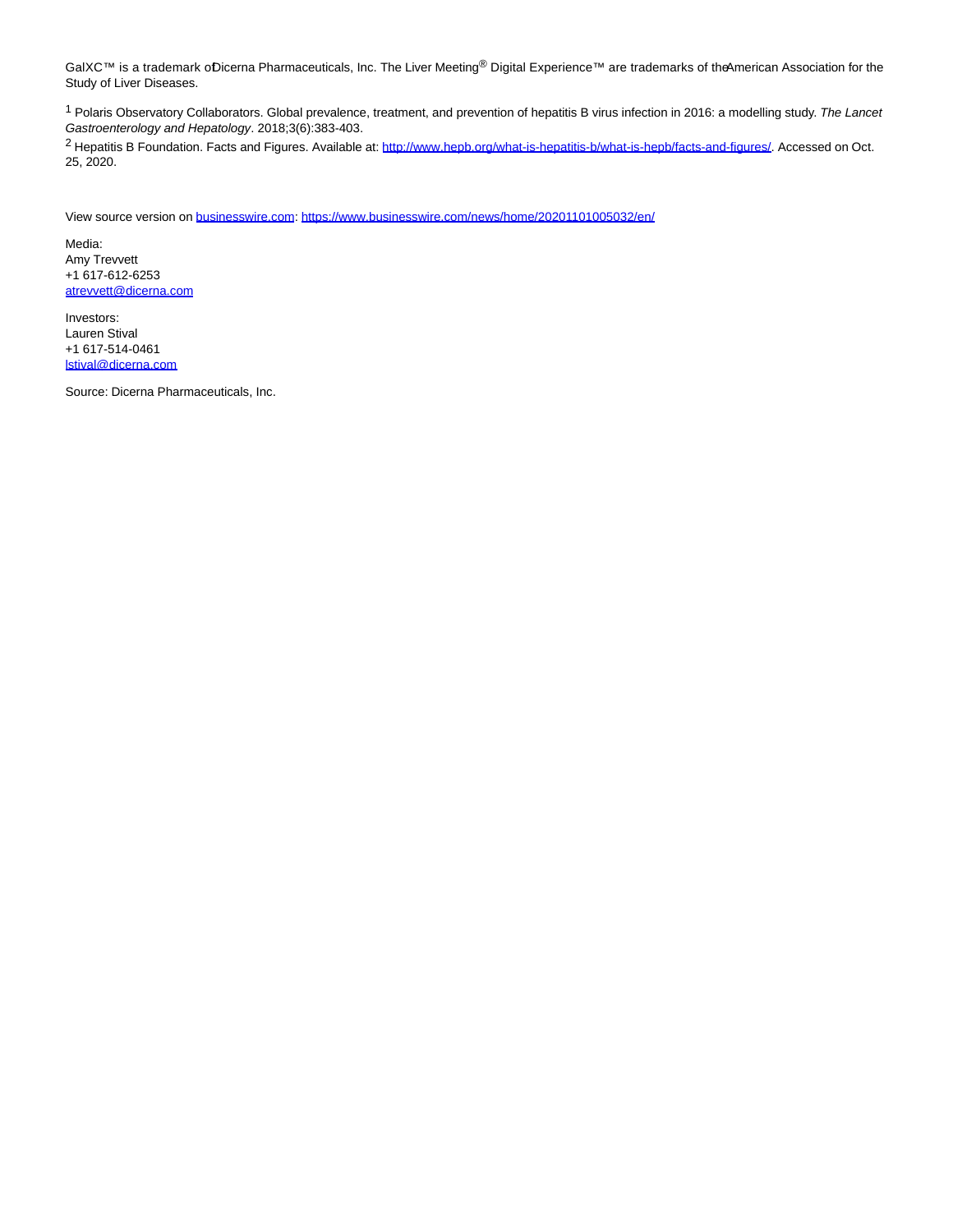GalXC™ is a trademark of Dicerna Pharmaceuticals, Inc. The Liver Meeting® Digital Experience™ are trademarks of the American Association for the Study of Liver Diseases.

[1] Polaris Observatory Collaborators. Global prevalence, treatment, and prevention of hepatitis B virus infection in 2016: a modelling study. *The Lancet Gastroenterology and Hepatology*. 2018;3(6):383-403.

[2] Hepatitis B Foundation. Facts and Figures. Available at: http://www.hepb.org/what-is-hepatitis-b/what-is-hepb/facts-and-figures/. Accessed on Oct. 25, 2020.

View source version on businesswire.com: https://www.businesswire.com/news/home/20201101005032/en/

Media:  
Amy Trevvett  
+1 617-612-6253  
atrevvett@dicerna.com

Investors:  
Lauren Stival  
+1 617-514-0461  
lstival@dicerna.com

Source: Dicerna Pharmaceuticals, Inc.